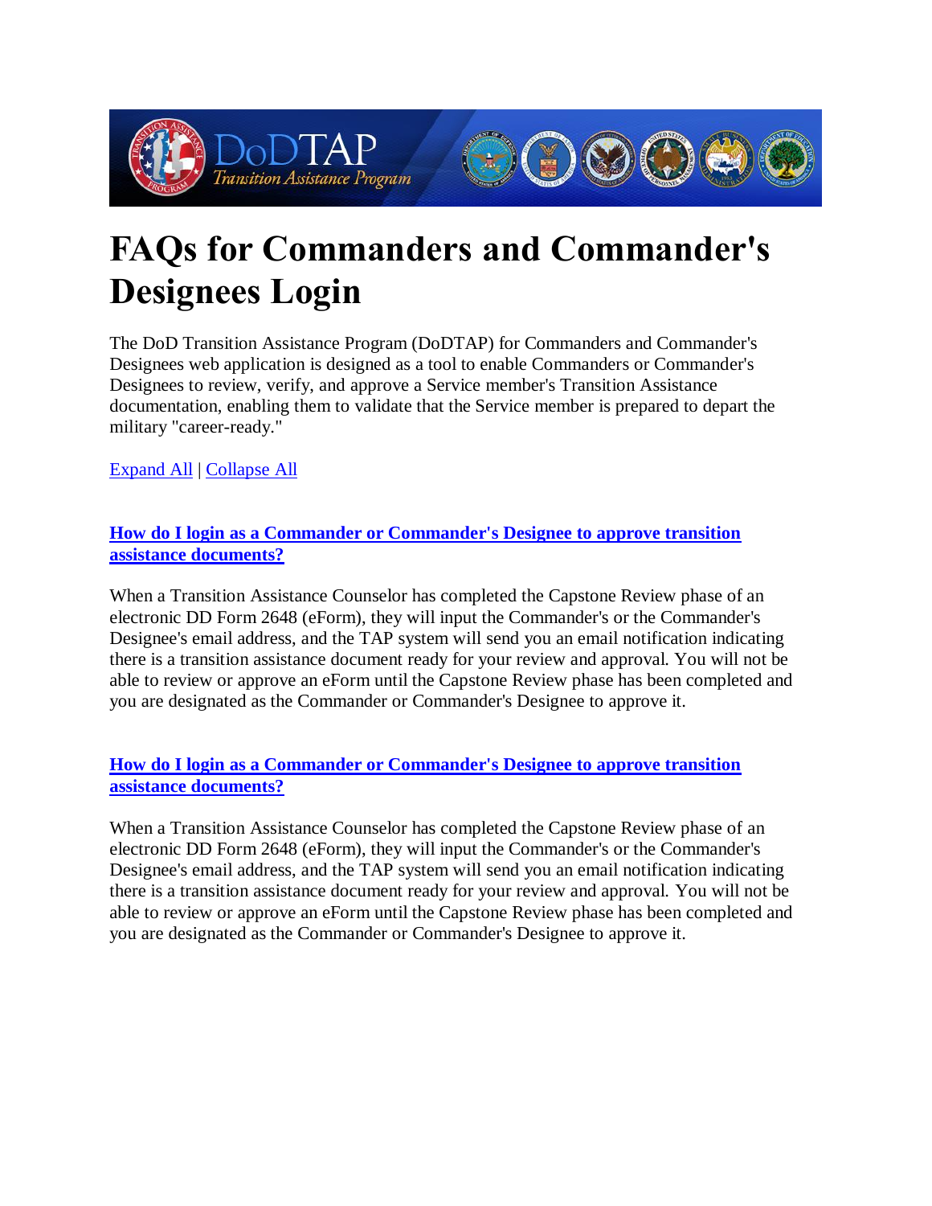# FAQs for Commanders and Commander's Designees Login

The DoD Transition Assistance Program (DoDTAP) for Commanders and Commander's Designees web application is designed as a tool to enable Commanders or Commander's Designees to review, verify, and approve a Service member's Transition Assistance documentation, enabling them to validate that the Service member is prepared to depart the military "career-ready."

Expand All | Collapse All

### How do I login as a Commander or Commander's Designee to approve transition assistance documents?

When a Transition Assistance Counselor has completed the Capstone Review phase of an electronic DD Form 2648 (eForm), they will input the Commander's or the Commander's Designee's email address, and the TAP system will send you an email notification indicating there is a transition assistance document ready for your review and approval. You will not be able to review or approve an eForm until the Capstone Review phase has been completed and you are designated as the Commander or Commander's Designee to approve it.

### How do I login as a Commander or Commander's Designee to approve transition assistance documents?

When a Transition Assistance Counselor has completed the Capstone Review phase of an electronic DD Form 2648 (eForm), they will input the Commander's or the Commander's Designee's email address, and the TAP system will send you an email notification indicating there is a transition assistance document ready for your review and approval. You will not be able to review or approve an eForm until the Capstone Review phase has been completed and you are designated as the Commander or Commander's Designee to approve it.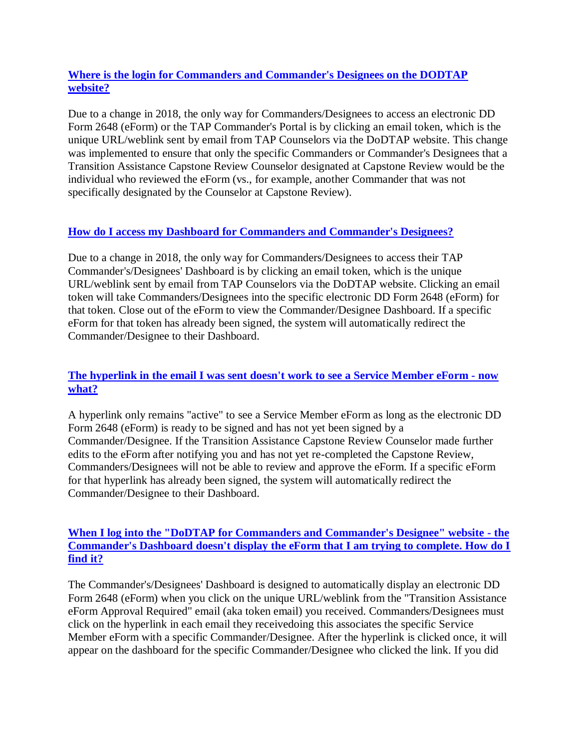### [Where is the login for Commanders and Commander's Designees on the DODTAP website?]

Due to a change in 2018, the only way for Commanders/Designees to access an electronic DD Form 2648 (eForm) or the TAP Commander's Portal is by clicking an email token, which is the unique URL/weblink sent by email from TAP Counselors via the DoDTAP website. This change was implemented to ensure that only the specific Commanders or Commander's Designees that a Transition Assistance Capstone Review Counselor designated at Capstone Review would be the individual who reviewed the eForm (vs., for example, another Commander that was not specifically designated by the Counselor at Capstone Review).

### [How do I access my Dashboard for Commanders and Commander's Designees?]

Due to a change in 2018, the only way for Commanders/Designees to access their TAP Commander's/Designees' Dashboard is by clicking an email token, which is the unique URL/weblink sent by email from TAP Counselors via the DoDTAP website. Clicking an email token will take Commanders/Designees into the specific electronic DD Form 2648 (eForm) for that token. Close out of the eForm to view the Commander/Designee Dashboard. If a specific eForm for that token has already been signed, the system will automatically redirect the Commander/Designee to their Dashboard.

### [The hyperlink in the email I was sent doesn't work to see a Service Member eForm - now what?]

A hyperlink only remains "active" to see a Service Member eForm as long as the electronic DD Form 2648 (eForm) is ready to be signed and has not yet been signed by a Commander/Designee. If the Transition Assistance Capstone Review Counselor made further edits to the eForm after notifying you and has not yet re-completed the Capstone Review, Commanders/Designees will not be able to review and approve the eForm. If a specific eForm for that hyperlink has already been signed, the system will automatically redirect the Commander/Designee to their Dashboard.

### [When I log into the "DoDTAP for Commanders and Commander's Designee" website - the Commander's Dashboard doesn't display the eForm that I am trying to complete. How do I find it?]

The Commander's/Designees' Dashboard is designed to automatically display an electronic DD Form 2648 (eForm) when you click on the unique URL/weblink from the "Transition Assistance eForm Approval Required" email (aka token email) you received. Commanders/Designees must click on the hyperlink in each email they receivedoing this associates the specific Service Member eForm with a specific Commander/Designee. After the hyperlink is clicked once, it will appear on the dashboard for the specific Commander/Designee who clicked the link. If you did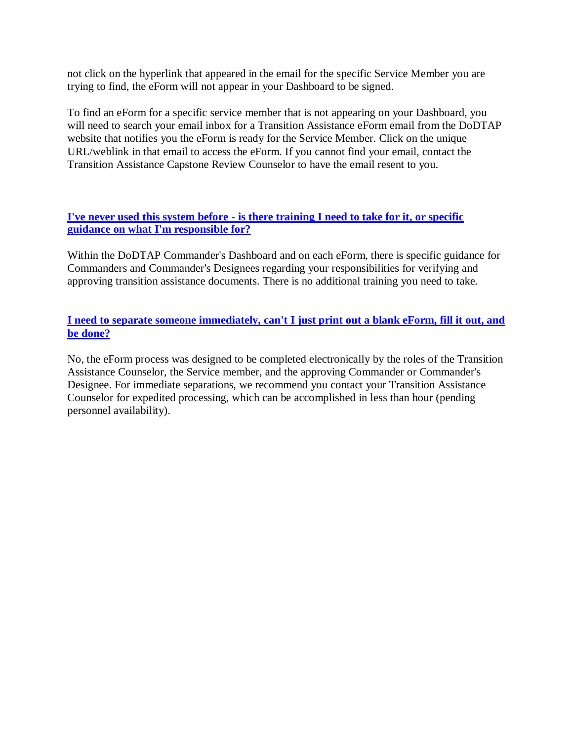not click on the hyperlink that appeared in the email for the specific Service Member you are trying to find, the eForm will not appear in your Dashboard to be signed.

To find an eForm for a specific service member that is not appearing on your Dashboard, you will need to search your email inbox for a Transition Assistance eForm email from the DoDTAP website that notifies you the eForm is ready for the Service Member. Click on the unique URL/weblink in that email to access the eForm. If you cannot find your email, contact the Transition Assistance Capstone Review Counselor to have the email resent to you.

**I've never used this system before - is there training I need to take for it, or specific guidance on what I'm responsible for?**

Within the DoDTAP Commander's Dashboard and on each eForm, there is specific guidance for Commanders and Commander's Designees regarding your responsibilities for verifying and approving transition assistance documents. There is no additional training you need to take.

**I need to separate someone immediately, can't I just print out a blank eForm, fill it out, and be done?**

No, the eForm process was designed to be completed electronically by the roles of the Transition Assistance Counselor, the Service member, and the approving Commander or Commander's Designee. For immediate separations, we recommend you contact your Transition Assistance Counselor for expedited processing, which can be accomplished in less than hour (pending personnel availability).